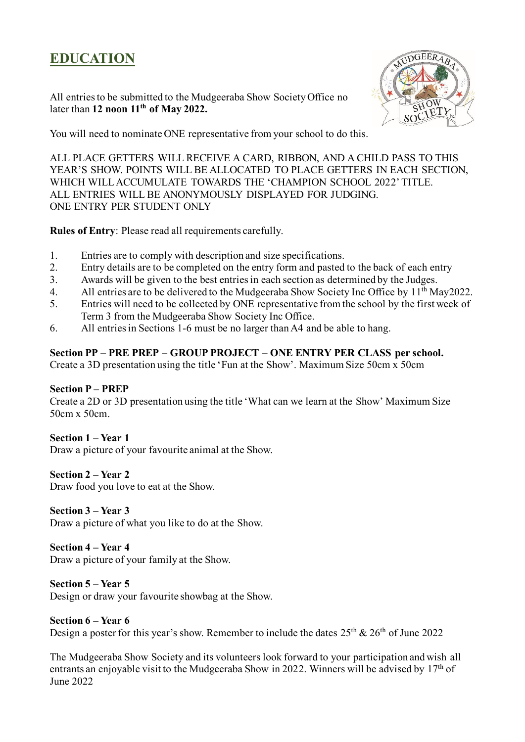# EDUCATION

All entries to be submitted to the Mudgeeraba Show Society Office no later than **12 noon 11th of May 2022.**

You will need to nominate ONE representative from your school to do this.

ALL PLACE GETTERS WILL RECEIVE A CARD, RIBBON, AND A CHILD PASS TO THIS YEAR'S SHOW. POINTS WILL BE ALLOCATED TO PLACE GETTERS IN EACH SECTION, WHICH WILL ACCUMULATE TOWARDS THE 'CHAMPION SCHOOL 2022' TITLE.
ALL ENTRIES WILL BE ANONYMOUSLY DISPLAYED FOR JUDGING.
ONE ENTRY PER STUDENT ONLY

**Rules of Entry**: Please read all requirements carefully.

1. Entries are to comply with description and size specifications.
2. Entry details are to be completed on the entry form and pasted to the back of each entry
3. Awards will be given to the best entries in each section as determined by the Judges.
4. All entries are to be delivered to the Mudgeeraba Show Society Inc Office by 11th May2022.
5. Entries will need to be collected by ONE representative from the school by the first week of Term 3 from the Mudgeeraba Show Society Inc Office.
6. All entries in Sections 1-6 must be no larger than A4 and be able to hang.

**Section PP – PRE PREP – GROUP PROJECT – ONE ENTRY PER CLASS per school.**
Create a 3D presentation using the title 'Fun at the Show'. Maximum Size 50cm x 50cm

**Section P – PREP**
Create a 2D or 3D presentation using the title 'What can we learn at the Show' Maximum Size 50cm x 50cm.

**Section 1 – Year 1**
Draw a picture of your favourite animal at the Show.

**Section 2 – Year 2**
Draw food you love to eat at the Show.

**Section 3 – Year 3**
Draw a picture of what you like to do at the Show.

**Section 4 – Year 4**
Draw a picture of your family at the Show.

**Section 5 – Year 5**
Design or draw your favourite showbag at the Show.

**Section 6 – Year 6**
Design a poster for this year's show. Remember to include the dates 25th & 26th of June 2022

The Mudgeeraba Show Society and its volunteers look forward to your participation and wish all entrants an enjoyable visit to the Mudgeeraba Show in 2022. Winners will be advised by 17th of June 2022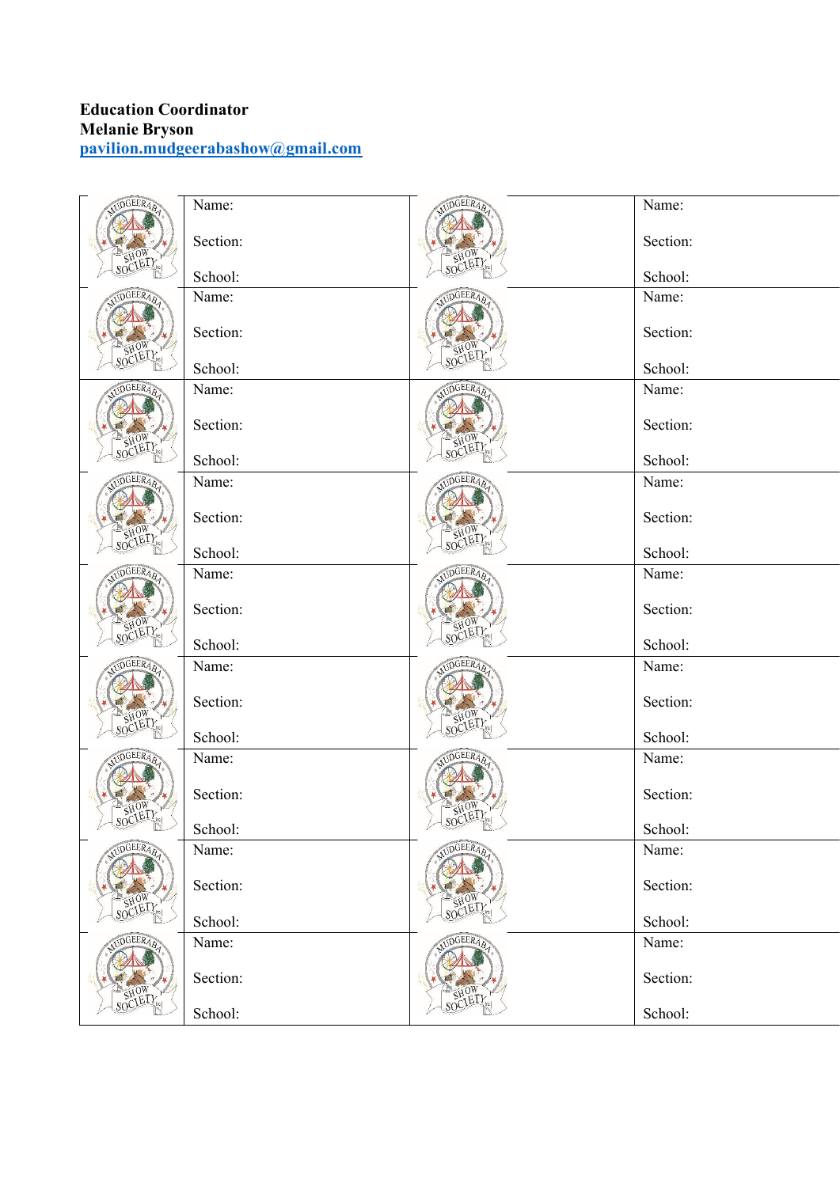**Education Coordinator**
**Melanie Bryson**
**pavilion.mudgeerabashow@gmail.com**

| | | | |
|---|---|---|---|
| | Name:<br><br>Section:<br><br>School: | | Name:<br><br>Section:<br><br>School: |
| | Name:<br><br>Section:<br><br>School: | | Name:<br><br>Section:<br><br>School: |
| | Name:<br><br>Section:<br><br>School: | | Name:<br><br>Section:<br><br>School: |
| | Name:<br><br>Section:<br><br>School: | | Name:<br><br>Section:<br><br>School: |
| | Name:<br><br>Section:<br><br>School: | | Name:<br><br>Section:<br><br>School: |
| | Name:<br><br>Section:<br><br>School: | | Name:<br><br>Section:<br><br>School: |
| | Name:<br><br>Section:<br><br>School: | | Name:<br><br>Section:<br><br>School: |
| | Name:<br><br>Section:<br><br>School: | | Name:<br><br>Section:<br><br>School: |
| | Name:<br><br>Section:<br><br>School: | | Name:<br><br>Section:<br><br>School: |